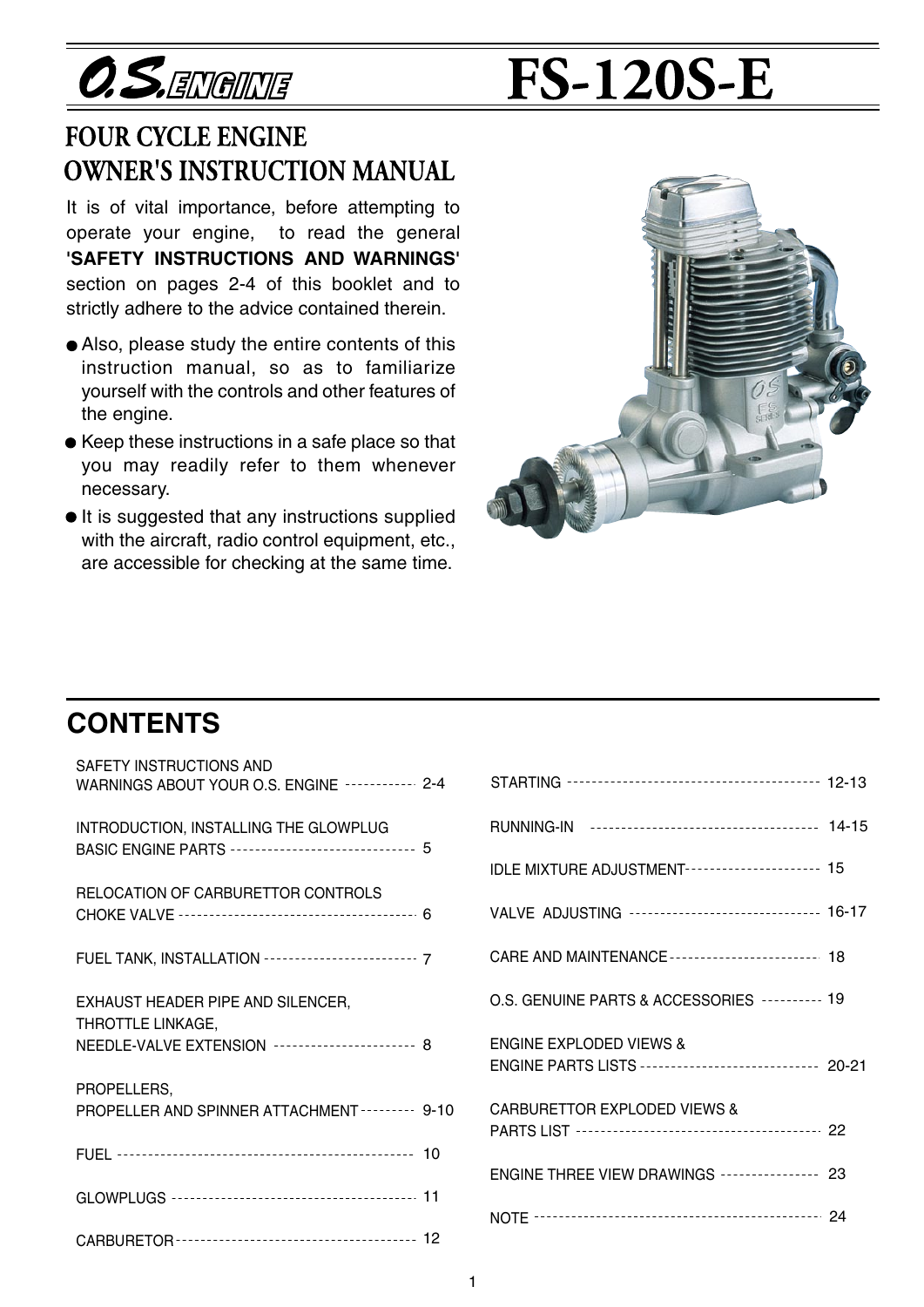# O.S. ENGINE FS-120S-E

## FOUR CYCLE ENGINE OWNER'S INSTRUCTION MANUAL

It is of vital importance, before attempting to operate your engine, to read the general **'SAFETY INSTRUCTIONS AND WARNINGS'** section on pages 2-4 of this booklet and to strictly adhere to the advice contained therein.

- Also, please study the entire contents of this instruction manual, so as to familiarize yourself with the controls and other features of the engine.
- Keep these instructions in a safe place so that you may readily refer to them whenever necessary.
- It is suggested that any instructions supplied with the aircraft, radio control equipment, etc., are accessible for checking at the same time.

## CONTENTS

| Section | Page |
|---|---|
| SAFETY INSTRUCTIONS AND WARNINGS ABOUT YOUR O.S. ENGINE | 2-4 |
| INTRODUCTION, INSTALLING THE GLOWPLUG BASIC ENGINE PARTS | 5 |
| RELOCATION OF CARBURETTOR CONTROLS CHOKE VALVE | 6 |
| FUEL TANK, INSTALLATION | 7 |
| EXHAUST HEADER PIPE AND SILENCER, THROTTLE LINKAGE, NEEDLE-VALVE EXTENSION | 8 |
| PROPELLERS, PROPELLER AND SPINNER ATTACHMENT | 9-10 |
| FUEL | 10 |
| GLOWPLUGS | 11 |
| CARBURETOR | 12 |
| STARTING | 12-13 |
| RUNNING-IN | 14-15 |
| IDLE MIXTURE ADJUSTMENT | 15 |
| VALVE ADJUSTING | 16-17 |
| CARE AND MAINTENANCE | 18 |
| O.S. GENUINE PARTS & ACCESSORIES | 19 |
| ENGINE EXPLODED VIEWS & ENGINE PARTS LISTS | 20-21 |
| CARBURETTOR EXPLODED VIEWS & PARTS LIST | 22 |
| ENGINE THREE VIEW DRAWINGS | 23 |
| NOTE | 24 |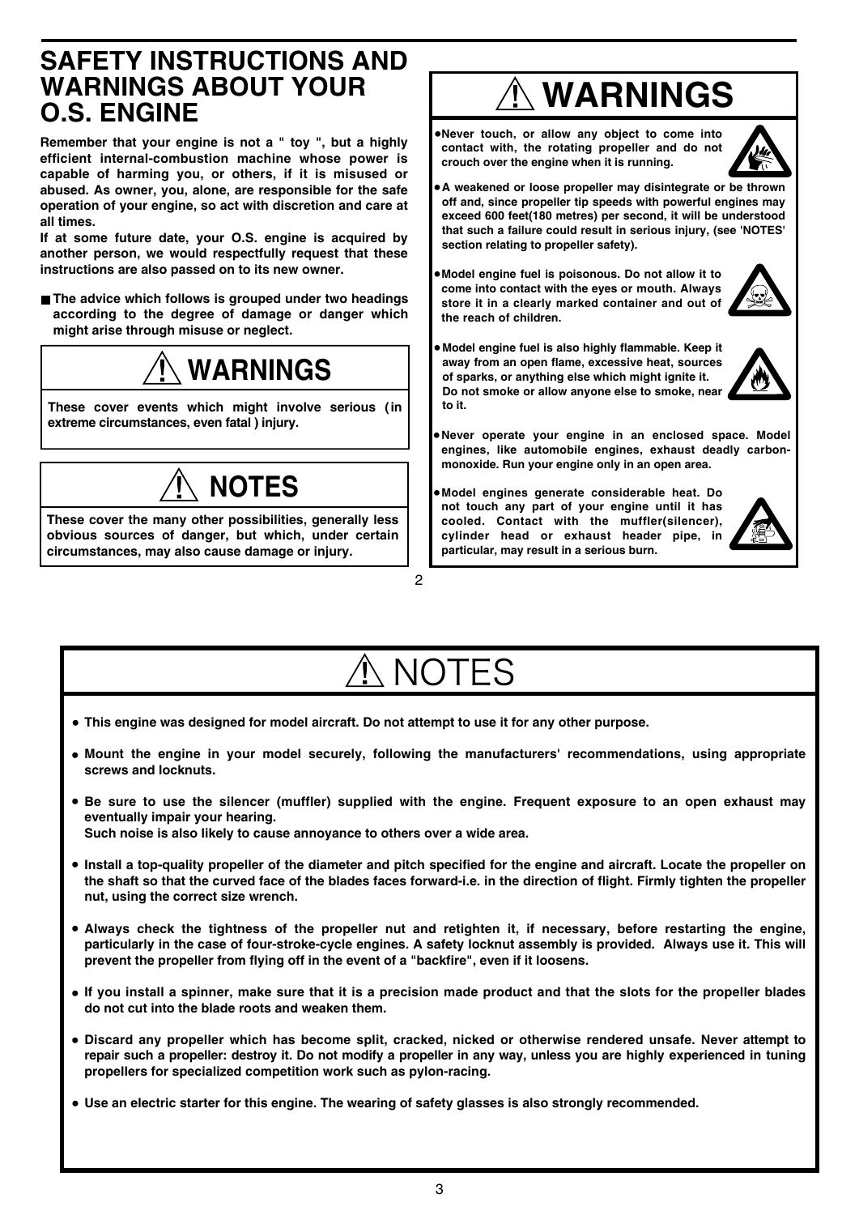# SAFETY INSTRUCTIONS AND WARNINGS ABOUT YOUR O.S. ENGINE

**Remember that your engine is not a " toy ", but a highly efficient internal-combustion machine whose power is capable of harming you, or others, if it is misused or abused. As owner, you, alone, are responsible for the safe operation of your engine, so act with discretion and care at all times.**

**If at some future date, your O.S. engine is acquired by another person, we would respectfully request that these instructions are also passed on to its new owner.**

- **The advice which follows is grouped under two headings according to the degree of damage or danger which might arise through misuse or neglect.**

## ⚠ WARNINGS

**These cover events which might involve serious ( in extreme circumstances, even fatal ) injury.**

## ⚠ NOTES

**These cover the many other possibilities, generally less obvious sources of danger, but which, under certain circumstances, may also cause damage or injury.**

## ⚠ WARNINGS

- **Never touch, or allow any object to come into contact with, the rotating propeller and do not crouch over the engine when it is running.**
- **A weakened or loose propeller may disintegrate or be thrown off and, since propeller tip speeds with powerful engines may exceed 600 feet(180 metres) per second, it will be understood that such a failure could result in serious injury, (see 'NOTES' section relating to propeller safety).**
- **Model engine fuel is poisonous. Do not allow it to come into contact with the eyes or mouth. Always store it in a clearly marked container and out of the reach of children.**
- **Model engine fuel is also highly flammable. Keep it away from an open flame, excessive heat, sources of sparks, or anything else which might ignite it. Do not smoke or allow anyone else to smoke, near to it.**
- **Never operate your engine in an enclosed space. Model engines, like automobile engines, exhaust deadly carbon-monoxide. Run your engine only in an open area.**
- **Model engines generate considerable heat. Do not touch any part of your engine until it has cooled. Contact with the muffler(silencer), cylinder head or exhaust header pipe, in particular, may result in a serious burn.**

## ⚠ NOTES

- **This engine was designed for model aircraft. Do not attempt to use it for any other purpose.**
- **Mount the engine in your model securely, following the manufacturers' recommendations, using appropriate screws and locknuts.**
- **Be sure to use the silencer (muffler) supplied with the engine. Frequent exposure to an open exhaust may eventually impair your hearing.**
  **Such noise is also likely to cause annoyance to others over a wide area.**
- **Install a top-quality propeller of the diameter and pitch specified for the engine and aircraft. Locate the propeller on the shaft so that the curved face of the blades faces forward-i.e. in the direction of flight. Firmly tighten the propeller nut, using the correct size wrench.**
- **Always check the tightness of the propeller nut and retighten it, if necessary, before restarting the engine, particularly in the case of four-stroke-cycle engines. A safety locknut assembly is provided. Always use it. This will prevent the propeller from flying off in the event of a "backfire", even if it loosens.**
- **If you install a spinner, make sure that it is a precision made product and that the slots for the propeller blades do not cut into the blade roots and weaken them.**
- **Discard any propeller which has become split, cracked, nicked or otherwise rendered unsafe. Never attempt to repair such a propeller: destroy it. Do not modify a propeller in any way, unless you are highly experienced in tuning propellers for specialized competition work such as pylon-racing.**
- **Use an electric starter for this engine. The wearing of safety glasses is also strongly recommended.**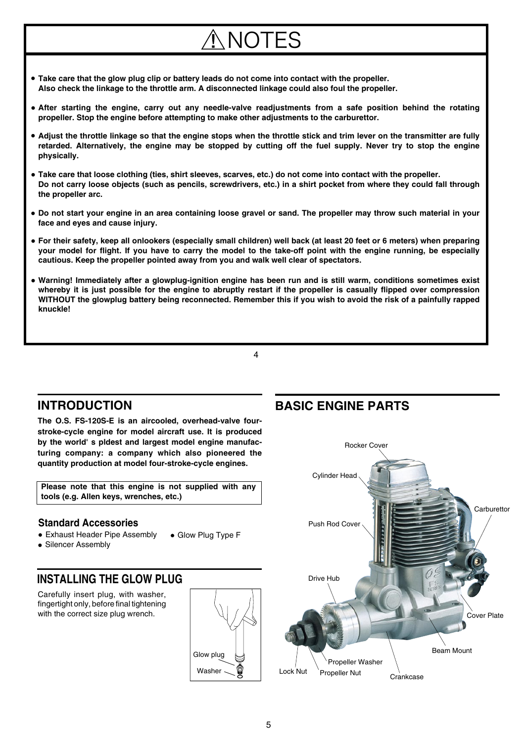# ⚠NOTES

- **Take care that the glow plug clip or battery leads do not come into contact with the propeller. Also check the linkage to the throttle arm. A disconnected linkage could also foul the propeller.**
- **After starting the engine, carry out any needle-valve readjustments from a safe position behind the rotating propeller. Stop the engine before attempting to make other adjustments to the carburettor.**
- **Adjust the throttle linkage so that the engine stops when the throttle stick and trim lever on the transmitter are fully retarded. Alternatively, the engine may be stopped by cutting off the fuel supply. Never try to stop the engine physically.**
- **Take care that loose clothing (ties, shirt sleeves, scarves, etc.) do not come into contact with the propeller. Do not carry loose objects (such as pencils, screwdrivers, etc.) in a shirt pocket from where they could fall through the propeller arc.**
- **Do not start your engine in an area containing loose gravel or sand. The propeller may throw such material in your face and eyes and cause injury.**
- **For their safety, keep all onlookers (especially small children) well back (at least 20 feet or 6 meters) when preparing your model for flight. If you have to carry the model to the take-off point with the engine running, be especially cautious. Keep the propeller pointed away from you and walk well clear of spectators.**
- **Warning! Immediately after a glowplug-ignition engine has been run and is still warm, conditions sometimes exist whereby it is just possible for the engine to abruptly restart if the propeller is casually flipped over compression WITHOUT the glowplug battery being reconnected. Remember this if you wish to avoid the risk of a painfully rapped knuckle!**

## INTRODUCTION

**The O.S. FS-120S-E is an aircooled, overhead-valve four-stroke-cycle engine for model aircraft use. It is produced by the world' s pldest and largest model engine manufacturing company: a company which also pioneered the quantity production at model four-stroke-cycle engines.**

**Please note that this engine is not supplied with any tools (e.g. Allen keys, wrenches, etc.)**

### Standard Accessories

- Exhaust Header Pipe Assembly
- Glow Plug Type F
- Silencer Assembly

## INSTALLING THE GLOW PLUG

Carefully insert plug, with washer, fingertight only, before final tightening with the correct size plug wrench.

Glow plug
Washer

## BASIC ENGINE PARTS

Rocker Cover
Cylinder Head
Carburettor
Push Rod Cover
Drive Hub
Cover Plate
Beam Mount
Propeller Washer
Lock Nut
Propeller Nut
Crankcase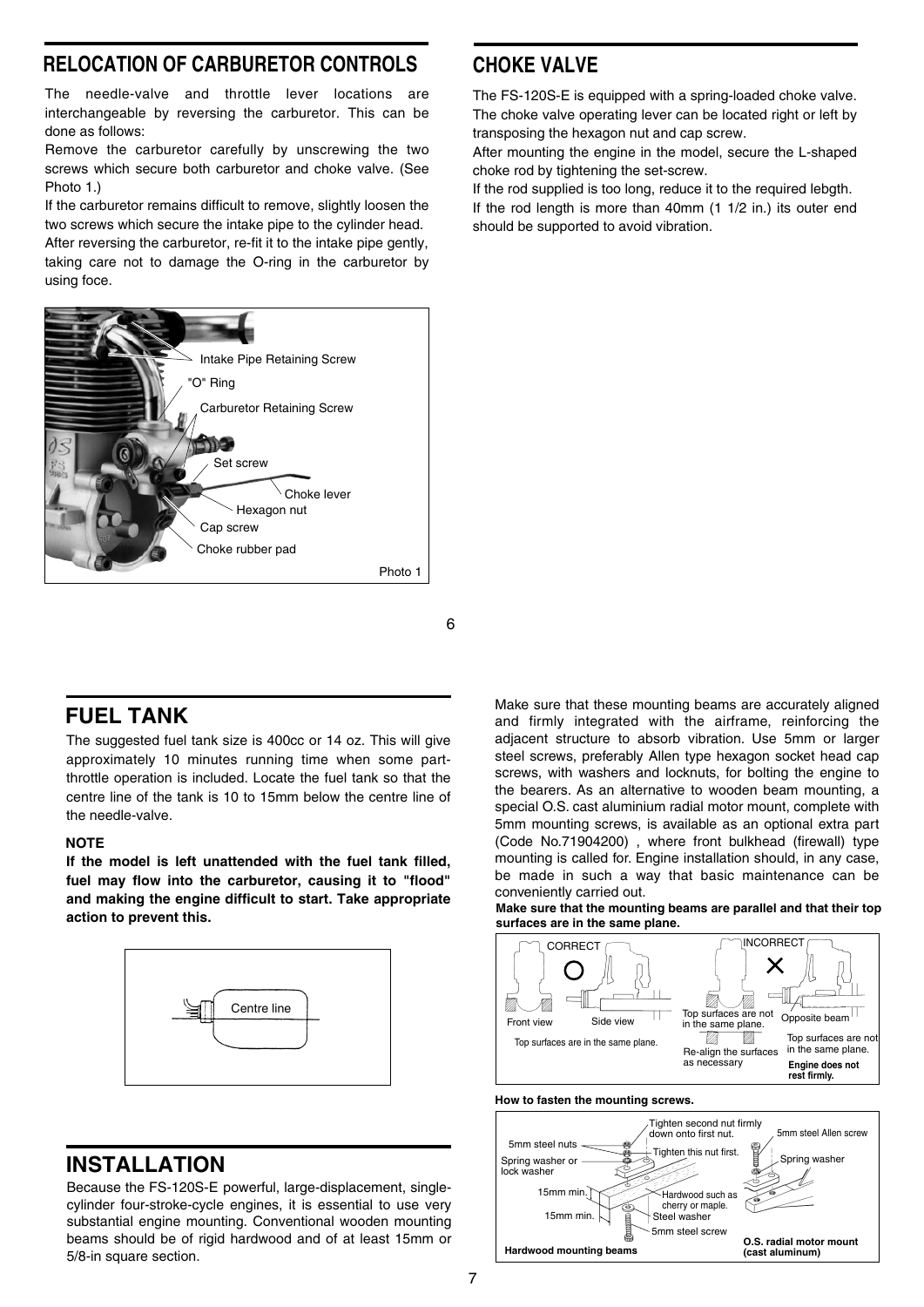## RELOCATION OF CARBURETOR CONTROLS

The needle-valve and throttle lever locations are interchangeable by reversing the carburetor. This can be done as follows:

Remove the carburetor carefully by unscrewing the two screws which secure both carburetor and choke valve. (See Photo 1.)

If the carburetor remains difficult to remove, slightly loosen the two screws which secure the intake pipe to the cylinder head.

After reversing the carburetor, re-fit it to the intake pipe gently, taking care not to damage the O-ring in the carburetor by using foce.

Intake Pipe Retaining Screw
"O" Ring
Carburetor Retaining Screw
Set screw
Choke lever
Hexagon nut
Cap screw
Choke rubber pad

Photo 1

## CHOKE VALVE

The FS-120S-E is equipped with a spring-loaded choke valve. The choke valve operating lever can be located right or left by transposing the hexagon nut and cap screw.

After mounting the engine in the model, secure the L-shaped choke rod by tightening the set-screw.

If the rod supplied is too long, reduce it to the required lebgth.

If the rod length is more than 40mm (1 1/2 in.) its outer end should be supported to avoid vibration.

## FUEL TANK

The suggested fuel tank size is 400cc or 14 oz. This will give approximately 10 minutes running time when some part-throttle operation is included. Locate the fuel tank so that the centre line of the tank is 10 to 15mm below the centre line of the needle-valve.

**NOTE**

**If the model is left unattended with the fuel tank filled, fuel may flow into the carburetor, causing it to "flood" and making the engine difficult to start. Take appropriate action to prevent this.**

Centre line

## INSTALLATION

Because the FS-120S-E powerful, large-displacement, single-cylinder four-stroke-cycle engines, it is essential to use very substantial engine mounting. Conventional wooden mounting beams should be of rigid hardwood and of at least 15mm or 5/8-in square section.

Make sure that these mounting beams are accurately aligned and firmly integrated with the airframe, reinforcing the adjacent structure to absorb vibration. Use 5mm or larger steel screws, preferably Allen type hexagon socket head cap screws, with washers and locknuts, for bolting the engine to the bearers. As an alternative to wooden beam mounting, a special O.S. cast aluminium radial motor mount, complete with 5mm mounting screws, is available as an optional extra part (Code No.71904200) , where front bulkhead (firewall) type mounting is called for. Engine installation should, in any case, be made in such a way that basic maintenance can be conveniently carried out.

**Make sure that the mounting beams are parallel and that their top surfaces are in the same plane.**

CORRECT: Front view, Side view. Top surfaces are in the same plane.

INCORRECT: Top surfaces are not in the same plane. Re-align the surfaces as necessary. Opposite beam. Top surfaces are not in the same plane. **Engine does not rest firmly.**

**How to fasten the mounting screws.**

Hardwood mounting beams: 5mm steel nuts; Spring washer or lock washer; Tighten second nut firmly down onto first nut.; Tighten this nut first.; 15mm min.; 15mm min.; Hardwood such as cherry or maple.; Steel washer; 5mm steel screw

O.S. radial motor mount (cast aluminum): 5mm steel Allen screw; Spring washer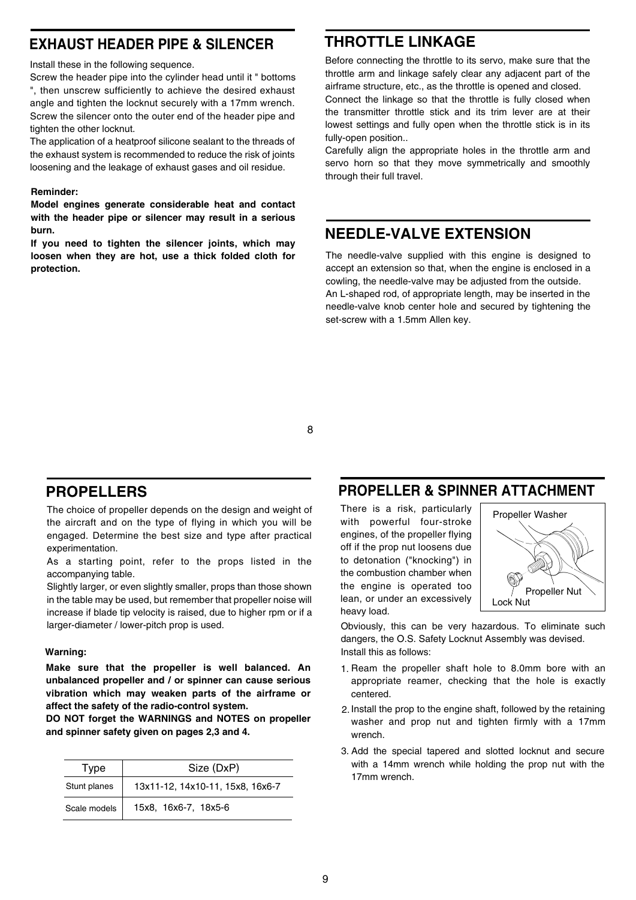## EXHAUST HEADER PIPE & SILENCER

Install these in the following sequence.

Screw the header pipe into the cylinder head until it " bottoms ", then unscrew sufficiently to achieve the desired exhaust angle and tighten the locknut securely with a 17mm wrench. Screw the silencer onto the outer end of the header pipe and tighten the other locknut.

The application of a heatproof silicone sealant to the threads of the exhaust system is recommended to reduce the risk of joints loosening and the leakage of exhaust gases and oil residue.

**Reminder:**

**Model engines generate considerable heat and contact with the header pipe or silencer may result in a serious burn.**

**If you need to tighten the silencer joints, which may loosen when they are hot, use a thick folded cloth for protection.**

## THROTTLE LINKAGE

Before connecting the throttle to its servo, make sure that the throttle arm and linkage safely clear any adjacent part of the airframe structure, etc., as the throttle is opened and closed.

Connect the linkage so that the throttle is fully closed when the transmitter throttle stick and its trim lever are at their lowest settings and fully open when the throttle stick is in its fully-open position..

Carefully align the appropriate holes in the throttle arm and servo horn so that they move symmetrically and smoothly through their full travel.

## NEEDLE-VALVE EXTENSION

The needle-valve supplied with this engine is designed to accept an extension so that, when the engine is enclosed in a cowling, the needle-valve may be adjusted from the outside.

An L-shaped rod, of appropriate length, may be inserted in the needle-valve knob center hole and secured by tightening the set-screw with a 1.5mm Allen key.

## PROPELLERS

The choice of propeller depends on the design and weight of the aircraft and on the type of flying in which you will be engaged. Determine the best size and type after practical experimentation.

As a starting point, refer to the props listed in the accompanying table.

Slightly larger, or even slightly smaller, props than those shown in the table may be used, but remember that propeller noise will increase if blade tip velocity is raised, due to higher rpm or if a larger-diameter / lower-pitch prop is used.

**Warning:**

**Make sure that the propeller is well balanced. An unbalanced propeller and / or spinner can cause serious vibration which may weaken parts of the airframe or affect the safety of the radio-control system.**

**DO NOT forget the WARNINGS and NOTES on propeller and spinner safety given on pages 2,3 and 4.**

| Type | Size (DxP) |
|---|---|
| Stunt planes | 13x11-12, 14x10-11, 15x8, 16x6-7 |
| Scale models | 15x8, 16x6-7, 18x5-6 |

## PROPELLER & SPINNER ATTACHMENT

There is a risk, particularly with powerful four-stroke engines, of the propeller flying off if the prop nut loosens due to detonation ("knocking") in the combustion chamber when the engine is operated too lean, or under an excessively heavy load.

Propeller Washer

Propeller Nut

Lock Nut

Obviously, this can be very hazardous. To eliminate such dangers, the O.S. Safety Locknut Assembly was devised. Install this as follows:

1. Ream the propeller shaft hole to 8.0mm bore with an appropriate reamer, checking that the hole is exactly centered.
2. Install the prop to the engine shaft, followed by the retaining washer and prop nut and tighten firmly with a 17mm wrench.
3. Add the special tapered and slotted locknut and secure with a 14mm wrench while holding the prop nut with the 17mm wrench.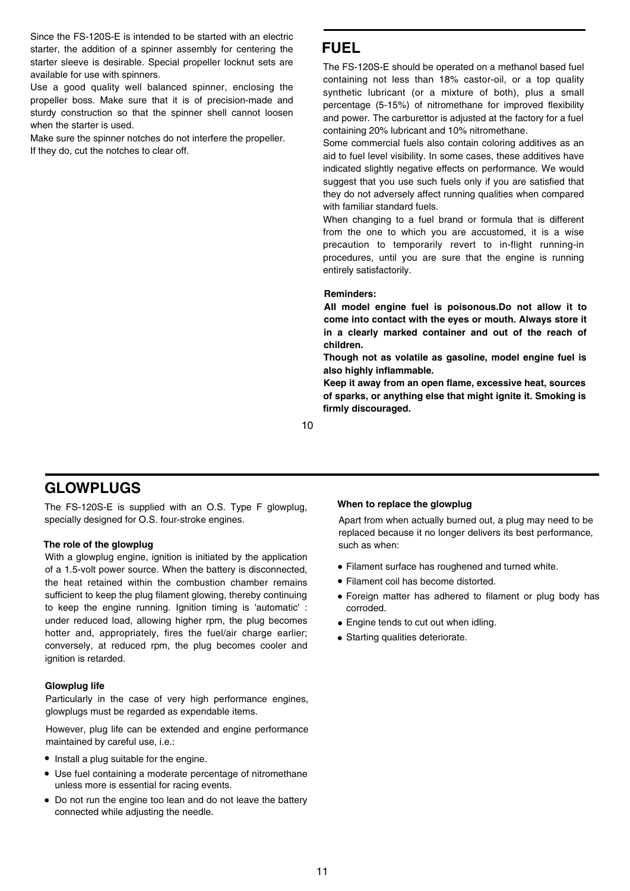Since the FS-120S-E is intended to be started with an electric starter, the addition of a spinner assembly for centering the starter sleeve is desirable. Special propeller locknut sets are available for use with spinners.

Use a good quality well balanced spinner, enclosing the propeller boss. Make sure that it is of precision-made and sturdy construction so that the spinner shell cannot loosen when the starter is used.

Make sure the spinner notches do not interfere the propeller. If they do, cut the notches to clear off.

## FUEL

The FS-120S-E should be operated on a methanol based fuel containing not less than 18% castor-oil, or a top quality synthetic lubricant (or a mixture of both), plus a small percentage (5-15%) of nitromethane for improved flexibility and power. The carburettor is adjusted at the factory for a fuel containing 20% lubricant and 10% nitromethane.

Some commercial fuels also contain coloring additives as an aid to fuel level visibility. In some cases, these additives have indicated slightly negative effects on performance. We would suggest that you use such fuels only if you are satisfied that they do not adversely affect running qualities when compared with familiar standard fuels.

When changing to a fuel brand or formula that is different from the one to which you are accustomed, it is a wise precaution to temporarily revert to in-flight running-in procedures, until you are sure that the engine is running entirely satisfactorily.

**Reminders:**

**All model engine fuel is poisonous.Do not allow it to come into contact with the eyes or mouth. Always store it in a clearly marked container and out of the reach of children.**

**Though not as volatile as gasoline, model engine fuel is also highly inflammable.**

**Keep it away from an open flame, excessive heat, sources of sparks, or anything else that might ignite it. Smoking is firmly discouraged.**

## GLOWPLUGS

The FS-120S-E is supplied with an O.S. Type F glowplug, specially designed for O.S. four-stroke engines.

### The role of the glowplug

With a glowplug engine, ignition is initiated by the application of a 1.5-volt power source. When the battery is disconnected, the heat retained within the combustion chamber remains sufficient to keep the plug filament glowing, thereby continuing to keep the engine running. Ignition timing is 'automatic' : under reduced load, allowing higher rpm, the plug becomes hotter and, appropriately, fires the fuel/air charge earlier; conversely, at reduced rpm, the plug becomes cooler and ignition is retarded.

### Glowplug life

Particularly in the case of very high performance engines, glowplugs must be regarded as expendable items.

However, plug life can be extended and engine performance maintained by careful use, i.e.:

- Install a plug suitable for the engine.
- Use fuel containing a moderate percentage of nitromethane unless more is essential for racing events.
- Do not run the engine too lean and do not leave the battery connected while adjusting the needle.

### When to replace the glowplug

Apart from when actually burned out, a plug may need to be replaced because it no longer delivers its best performance, such as when:

- Filament surface has roughened and turned white.
- Filament coil has become distorted.
- Foreign matter has adhered to filament or plug body has corroded.
- Engine tends to cut out when idling.
- Starting qualities deteriorate.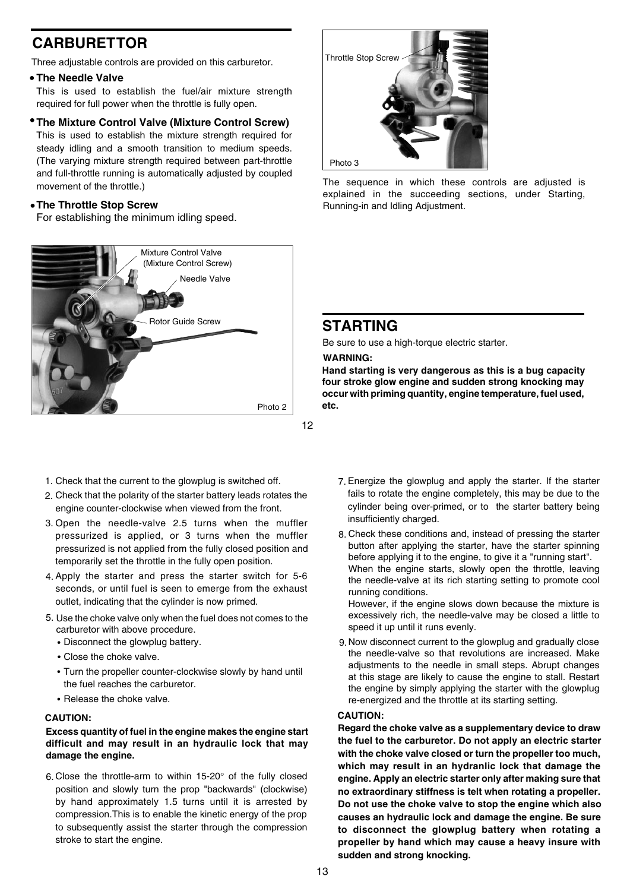## CARBURETTOR

Three adjustable controls are provided on this carburetor.

- **The Needle Valve**

  This is used to establish the fuel/air mixture strength required for full power when the throttle is fully open.

- **The Mixture Control Valve (Mixture Control Screw)**

  This is used to establish the mixture strength required for steady idling and a smooth transition to medium speeds. (The varying mixture strength required between part-throttle and full-throttle running is automatically adjusted by coupled movement of the throttle.)

- **The Throttle Stop Screw**

  For establishing the minimum idling speed.

Mixture Control Valve (Mixture Control Screw)

Needle Valve

Rotor Guide Screw

Photo 2

Throttle Stop Screw

Photo 3

The sequence in which these controls are adjusted is explained in the succeeding sections, under Starting, Running-in and Idling Adjustment.

## STARTING

Be sure to use a high-torque electric starter.

**WARNING:**

**Hand starting is very dangerous as this is a bug capacity four stroke glow engine and sudden strong knocking may occur with priming quantity, engine temperature, fuel used, etc.**

1. Check that the current to the glowplug is switched off.
2. Check that the polarity of the starter battery leads rotates the engine counter-clockwise when viewed from the front.
3. Open the needle-valve 2.5 turns when the muffler pressurized is applied, or 3 turns when the muffler pressurized is not applied from the fully closed position and temporarily set the throttle in the fully open position.
4. Apply the starter and press the starter switch for 5-6 seconds, or until fuel is seen to emerge from the exhaust outlet, indicating that the cylinder is now primed.
5. Use the choke valve only when the fuel does not comes to the carburetor with above procedure.
   - Disconnect the glowplug battery.
   - Close the choke valve.
   - Turn the propeller counter-clockwise slowly by hand until the fuel reaches the carburetor.
   - Release the choke valve.

**CAUTION:**

**Excess quantity of fuel in the engine makes the engine start difficult and may result in an hydraulic lock that may damage the engine.**

6. Close the throttle-arm to within 15-20° of the fully closed position and slowly turn the prop "backwards" (clockwise) by hand approximately 1.5 turns until it is arrested by compression.This is to enable the kinetic energy of the prop to subsequently assist the starter through the compression stroke to start the engine.
7. Energize the glowplug and apply the starter. If the starter fails to rotate the engine completely, this may be due to the cylinder being over-primed, or to the starter battery being insufficiently charged.
8. Check these conditions and, instead of pressing the starter button after applying the starter, have the starter spinning before applying it to the engine, to give it a "running start".

   When the engine starts, slowly open the throttle, leaving the needle-valve at its rich starting setting to promote cool running conditions.

   However, if the engine slows down because the mixture is excessively rich, the needle-valve may be closed a little to speed it up until it runs evenly.
9. Now disconnect current to the glowplug and gradually close the needle-valve so that revolutions are increased. Make adjustments to the needle in small steps. Abrupt changes at this stage are likely to cause the engine to stall. Restart the engine by simply applying the starter with the glowplug re-energized and the throttle at its starting setting.

**CAUTION:**

**Regard the choke valve as a supplementary device to draw the fuel to the carburetor. Do not apply an electric starter with the choke valve closed or turn the propeller too much, which may result in an hydranlic lock that damage the engine. Apply an electric starter only after making sure that no extraordinary stiffness is telt when rotating a propeller. Do not use the choke valve to stop the engine which also causes an hydraulic lock and damage the engine. Be sure to disconnect the glowplug battery when rotating a propeller by hand which may cause a heavy insure with sudden and strong knocking.**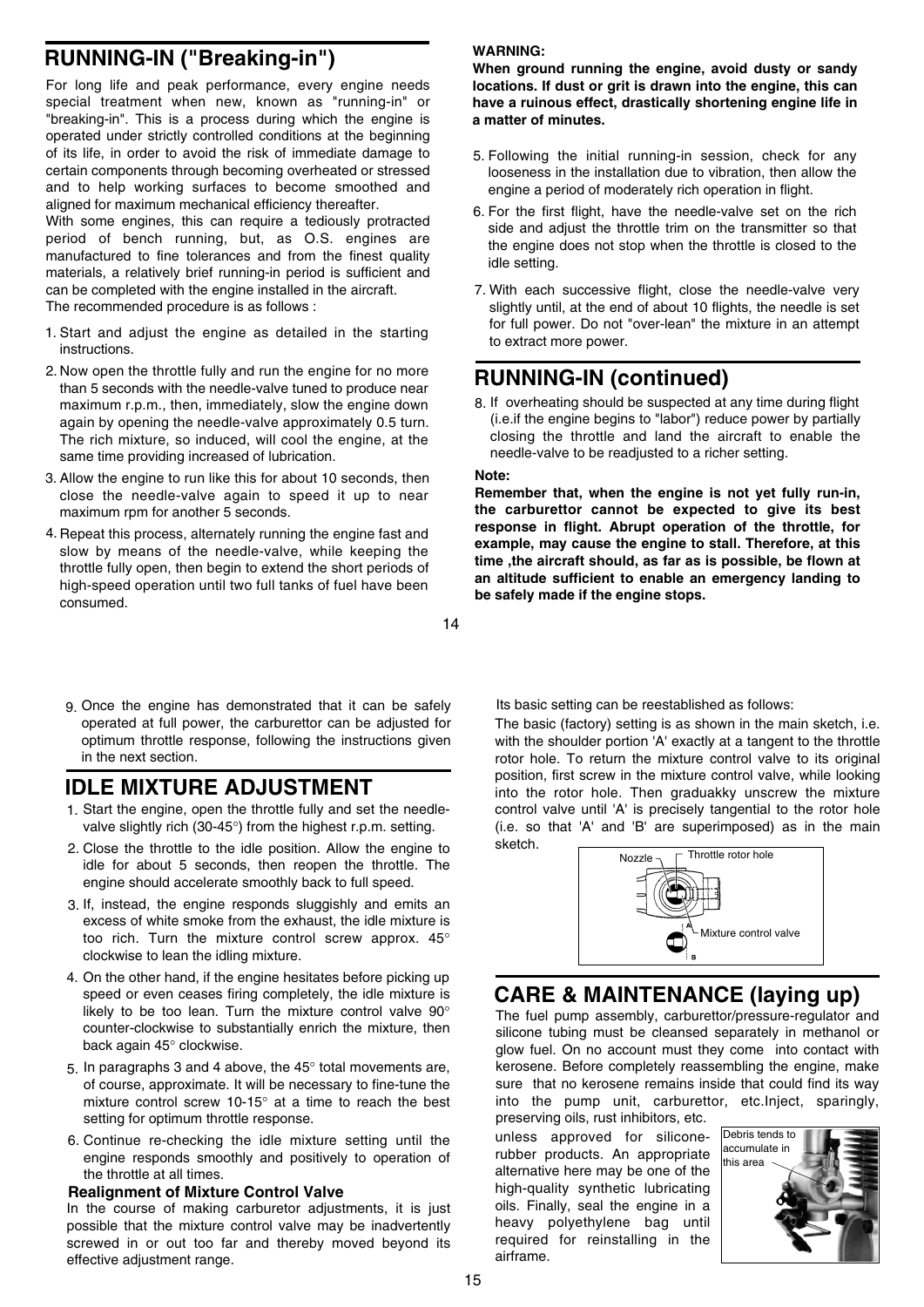## RUNNING-IN ("Breaking-in")

For long life and peak performance, every engine needs special treatment when new, known as "running-in" or "breaking-in". This is a process during which the engine is operated under strictly controlled conditions at the beginning of its life, in order to avoid the risk of immediate damage to certain components through becoming overheated or stressed and to help working surfaces to become smoothed and aligned for maximum mechanical efficiency thereafter.

With some engines, this can require a tediously protracted period of bench running, but, as O.S. engines are manufactured to fine tolerances and from the finest quality materials, a relatively brief running-in period is sufficient and can be completed with the engine installed in the aircraft.

The recommended procedure is as follows :

1. Start and adjust the engine as detailed in the starting instructions.
2. Now open the throttle fully and run the engine for no more than 5 seconds with the needle-valve tuned to produce near maximum r.p.m., then, immediately, slow the engine down again by opening the needle-valve approximately 0.5 turn. The rich mixture, so induced, will cool the engine, at the same time providing increased of lubrication.
3. Allow the engine to run like this for about 10 seconds, then close the needle-valve again to speed it up to near maximum rpm for another 5 seconds.
4. Repeat this process, alternately running the engine fast and slow by means of the needle-valve, while keeping the throttle fully open, then begin to extend the short periods of high-speed operation until two full tanks of fuel have been consumed.

**WARNING:**
**When ground running the engine, avoid dusty or sandy locations. If dust or grit is drawn into the engine, this can have a ruinous effect, drastically shortening engine life in a matter of minutes.**

5. Following the initial running-in session, check for any looseness in the installation due to vibration, then allow the engine a period of moderately rich operation in flight.
6. For the first flight, have the needle-valve set on the rich side and adjust the throttle trim on the transmitter so that the engine does not stop when the throttle is closed to the idle setting.
7. With each successive flight, close the needle-valve very slightly until, at the end of about 10 flights, the needle is set for full power. Do not "over-lean" the mixture in an attempt to extract more power.

## RUNNING-IN (continued)

8. If overheating should be suspected at any time during flight (i.e.if the engine begins to "labor") reduce power by partially closing the throttle and land the aircraft to enable the needle-valve to be readjusted to a richer setting.

**Note:**
**Remember that, when the engine is not yet fully run-in, the carburettor cannot be expected to give its best response in flight. Abrupt operation of the throttle, for example, may cause the engine to stall. Therefore, at this time ,the aircraft should, as far as is possible, be flown at an altitude sufficient to enable an emergency landing to be safely made if the engine stops.**

9. Once the engine has demonstrated that it can be safely operated at full power, the carburettor can be adjusted for optimum throttle response, following the instructions given in the next section.

## IDLE MIXTURE ADJUSTMENT

1. Start the engine, open the throttle fully and set the needle-valve slightly rich (30-45°) from the highest r.p.m. setting.
2. Close the throttle to the idle position. Allow the engine to idle for about 5 seconds, then reopen the throttle. The engine should accelerate smoothly back to full speed.
3. If, instead, the engine responds sluggishly and emits an excess of white smoke from the exhaust, the idle mixture is too rich. Turn the mixture control screw approx. 45° clockwise to lean the idling mixture.
4. On the other hand, if the engine hesitates before picking up speed or even ceases firing completely, the idle mixture is likely to be too lean. Turn the mixture control valve 90° counter-clockwise to substantially enrich the mixture, then back again 45° clockwise.
5. In paragraphs 3 and 4 above, the 45° total movements are, of course, approximate. It will be necessary to fine-tune the mixture control screw 10-15° at a time to reach the best setting for optimum throttle response.
6. Continue re-checking the idle mixture setting until the engine responds smoothly and positively to operation of the throttle at all times.

### Realignment of Mixture Control Valve

In the course of making carburetor adjustments, it is just possible that the mixture control valve may be inadvertently screwed in or out too far and thereby moved beyond its effective adjustment range.

Its basic setting can be reestablished as follows:

The basic (factory) setting is as shown in the main sketch, i.e. with the shoulder portion 'A' exactly at a tangent to the throttle rotor hole. To return the mixture control valve to its original position, first screw in the mixture control valve, while looking into the rotor hole. Then graduakky unscrew the mixture control valve until 'A' is precisely tangential to the rotor hole (i.e. so that 'A' and 'B' are superimposed) as in the main sketch.

Nozzle — Throttle rotor hole — Mixture control valve — A — B

## CARE & MAINTENANCE (laying up)

The fuel pump assembly, carburettor/pressure-regulator and silicone tubing must be cleansed separately in methanol or glow fuel. On no account must they come into contact with kerosene. Before completely reassembling the engine, make sure that no kerosene remains inside that could find its way into the pump unit, carburettor, etc.Inject, sparingly, preserving oils, rust inhibitors, etc. unless approved for silicone-rubber products. An appropriate alternative here may be one of the high-quality synthetic lubricating oils. Finally, seal the engine in a heavy polyethylene bag until required for reinstalling in the airframe.

Debris tends to accumulate in this area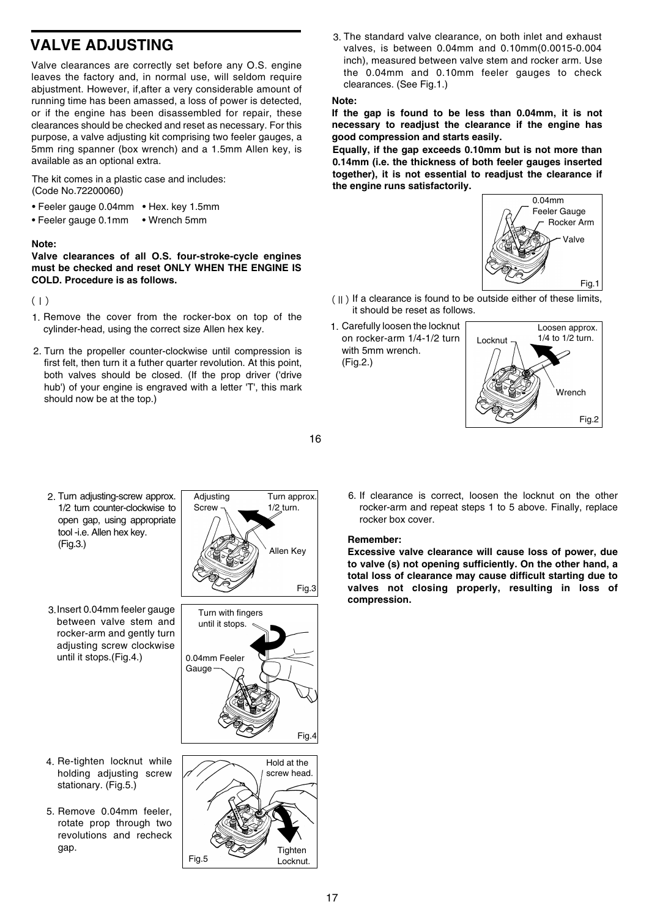## VALVE ADJUSTING

Valve clearances are correctly set before any O.S. engine leaves the factory and, in normal use, will seldom require abjustment. However, if,after a very considerable amount of running time has been amassed, a loss of power is detected, or if the engine has been disassembled for repair, these clearances should be checked and reset as necessary. For this purpose, a valve adjusting kit comprising two feeler gauges, a 5mm ring spanner (box wrench) and a 1.5mm Allen key, is available as an optional extra.

The kit comes in a plastic case and includes:
(Code No.72200060)

- Feeler gauge 0.04mm • Hex. key 1.5mm
- Feeler gauge 0.1mm • Wrench 5mm

**Note:**
**Valve clearances of all O.S. four-stroke-cycle engines must be checked and reset ONLY WHEN THE ENGINE IS COLD. Procedure is as follows.**

( I )

1. Remove the cover from the rocker-box on top of the cylinder-head, using the correct size Allen hex key.
2. Turn the propeller counter-clockwise until compression is first felt, then turn it a futher quarter revolution. At this point, both valves should be closed. (If the prop driver ('drive hub') of your engine is engraved with a letter 'T', this mark should now be at the top.)
3. The standard valve clearance, on both inlet and exhaust valves, is between 0.04mm and 0.10mm(0.0015-0.004 inch), measured between valve stem and rocker arm. Use the 0.04mm and 0.10mm feeler gauges to check clearances. (See Fig.1.)

**Note:**
**If the gap is found to be less than 0.04mm, it is not necessary to readjust the clearance if the engine has good compression and starts easily.**
**Equally, if the gap exceeds 0.10mm but is not more than 0.14mm (i.e. the thickness of both feeler gauges inserted together), it is not essential to readjust the clearance if the engine runs satisfactorily.**

0.04mm Feeler Gauge
Rocker Arm
Valve

Fig.1

( II ) If a clearance is found to be outside either of these limits, it should be reset as follows.

1. Carefully loosen the locknut on rocker-arm 1/4-1/2 turn with 5mm wrench. (Fig.2.)

Locknut
Loosen approx. 1/4 to 1/2 turn.
Wrench

Fig.2

2. Turn adjusting-screw approx. 1/2 turn counter-clockwise to open gap, using appropriate tool -i.e. Allen hex key. (Fig.3.)

Adjusting Screw
Turn approx. 1/2 turn.
Allen Key

Fig.3

3. Insert 0.04mm feeler gauge between valve stem and rocker-arm and gently turn adjusting screw clockwise until it stops.(Fig.4.)

Turn with fingers until it stops.
0.04mm Feeler Gauge

Fig.4

4. Re-tighten locknut while holding adjusting screw stationary. (Fig.5.)
5. Remove 0.04mm feeler, rotate prop through two revolutions and recheck gap.

Hold at the screw head.
Tighten Locknut.

Fig.5

6. If clearance is correct, loosen the locknut on the other rocker-arm and repeat steps 1 to 5 above. Finally, replace rocker box cover.

**Remember:**
**Excessive valve clearance will cause loss of power, due to valve (s) not opening sufficiently. On the other hand, a total loss of clearance may cause difficult starting due to valves not closing properly, resulting in loss of compression.**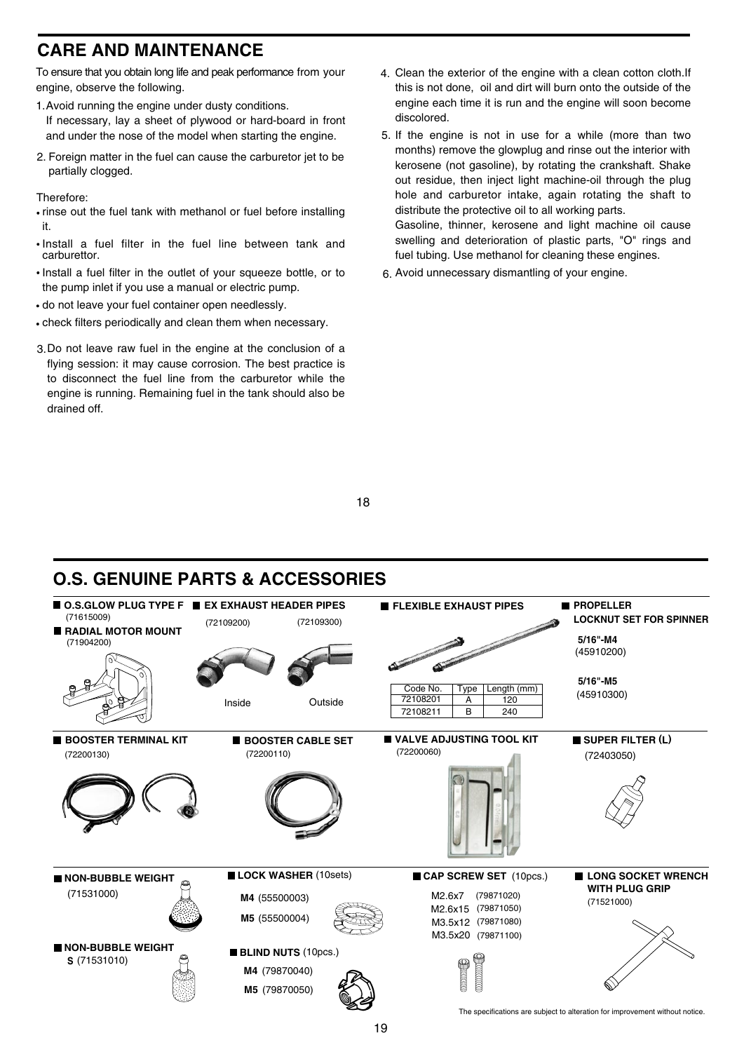## CARE AND MAINTENANCE

To ensure that you obtain long life and peak performance from your engine, observe the following.

1. Avoid running the engine under dusty conditions. If necessary, lay a sheet of plywood or hard-board in front and under the nose of the model when starting the engine.
2. Foreign matter in the fuel can cause the carburetor jet to be partially clogged.

Therefore:

- rinse out the fuel tank with methanol or fuel before installing it.
- Install a fuel filter in the fuel line between tank and carburettor.
- Install a fuel filter in the outlet of your squeeze bottle, or to the pump inlet if you use a manual or electric pump.
- do not leave your fuel container open needlessly.
- check filters periodically and clean them when necessary.

3. Do not leave raw fuel in the engine at the conclusion of a flying session: it may cause corrosion. The best practice is to disconnect the fuel line from the carburetor while the engine is running. Remaining fuel in the tank should also be drained off.
4. Clean the exterior of the engine with a clean cotton cloth.If this is not done, oil and dirt will burn onto the outside of the engine each time it is run and the engine will soon become discolored.
5. If the engine is not in use for a while (more than two months) remove the glowplug and rinse out the interior with kerosene (not gasoline), by rotating the crankshaft. Shake out residue, then inject light machine-oil through the plug hole and carburetor intake, again rotating the shaft to distribute the protective oil to all working parts.
   Gasoline, thinner, kerosene and light machine oil cause swelling and deterioration of plastic parts, "O" rings and fuel tubing. Use methanol for cleaning these engines.
6. Avoid unnecessary dismantling of your engine.

## O.S. GENUINE PARTS & ACCESSORIES

**O.S.GLOW PLUG TYPE F**
(71615009)

**RADIAL MOTOR MOUNT**
(71904200)

**EX EXHAUST HEADER PIPES**
(72109200) Inside
(72109300) Outside

**FLEXIBLE EXHAUST PIPES**

| Code No. | Type | Length (mm) |
|---|---|---|
| 72108201 | A | 120 |
| 72108211 | B | 240 |

**PROPELLER LOCKNUT SET FOR SPINNER**
**5/16"-M4** (45910200)
**5/16"-M5** (45910300)

**BOOSTER TERMINAL KIT**
(72200130)

**BOOSTER CABLE SET**
(72200110)

**VALVE ADJUSTING TOOL KIT**
(72200060)

**SUPER FILTER (L)**
(72403050)

**NON-BUBBLE WEIGHT**
(71531000)

**NON-BUBBLE WEIGHT S** (71531010)

**LOCK WASHER** (10sets)
**M4** (55500003)
**M5** (55500004)

**BLIND NUTS** (10pcs.)
**M4** (79870040)
**M5** (79870050)

**CAP SCREW SET** (10pcs.)
M2.6x7 (79871020)
M2.6x15 (79871050)
M3.5x12 (79871080)
M3.5x20 (79871100)

**LONG SOCKET WRENCH WITH PLUG GRIP**
(71521000)

The specifications are subject to alteration for improvement without notice.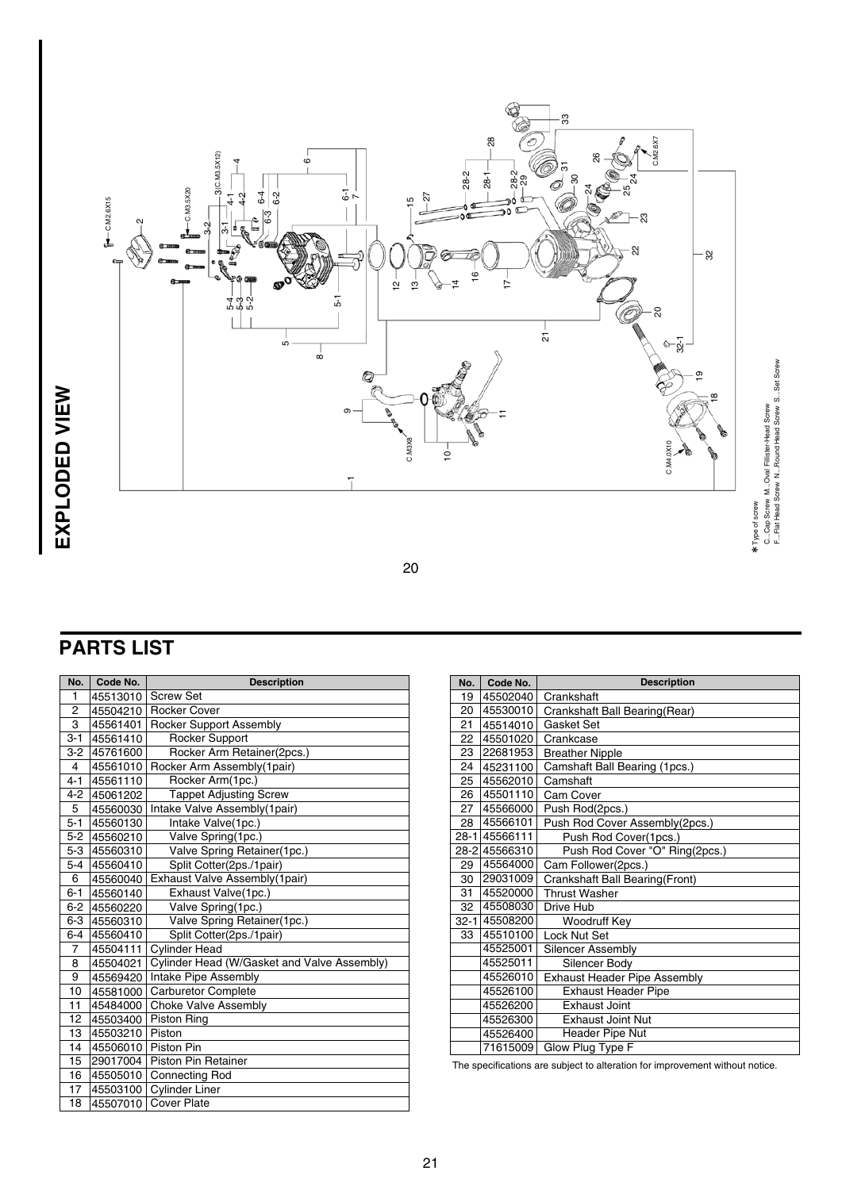# EXPLODED VIEW

✱ Type of screw
C...Cap Screw M...Oval Fillister-Head Screw
F...Flat Head Screw N...Round Head Screw S...Set Screw

## PARTS LIST

| No. | Code No. | Description |
|---|---|---|
| 1 | 45513010 | Screw Set |
| 2 | 45504210 | Rocker Cover |
| 3 | 45561401 | Rocker Support Assembly |
| 3-1 | 45561410 | Rocker Support |
| 3-2 | 45761600 | Rocker Arm Retainer(2pcs.) |
| 4 | 45561010 | Rocker Arm Assembly(1pair) |
| 4-1 | 45561110 | Rocker Arm(1pc.) |
| 4-2 | 45061202 | Tappet Adjusting Screw |
| 5 | 45560030 | Intake Valve Assembly(1pair) |
| 5-1 | 45560130 | Intake Valve(1pc.) |
| 5-2 | 45560210 | Valve Spring(1pc.) |
| 5-3 | 45560310 | Valve Spring Retainer(1pc.) |
| 5-4 | 45560410 | Split Cotter(2ps./1pair) |
| 6 | 45560040 | Exhaust Valve Assembly(1pair) |
| 6-1 | 45560140 | Exhaust Valve(1pc.) |
| 6-2 | 45560220 | Valve Spring(1pc.) |
| 6-3 | 45560310 | Valve Spring Retainer(1pc.) |
| 6-4 | 45560410 | Split Cotter(2ps./1pair) |
| 7 | 45504111 | Cylinder Head |
| 8 | 45504021 | Cylinder Head (W/Gasket and Valve Assembly) |
| 9 | 45569420 | Intake Pipe Assembly |
| 10 | 45581000 | Carburetor Complete |
| 11 | 45484000 | Choke Valve Assembly |
| 12 | 45503400 | Piston Ring |
| 13 | 45503210 | Piston |
| 14 | 45506010 | Piston Pin |
| 15 | 29017004 | Piston Pin Retainer |
| 16 | 45505010 | Connecting Rod |
| 17 | 45503100 | Cylinder Liner |
| 18 | 45507010 | Cover Plate |
| 19 | 45502040 | Crankshaft |
| 20 | 45530010 | Crankshaft Ball Bearing(Rear) |
| 21 | 45514010 | Gasket Set |
| 22 | 45501020 | Crankcase |
| 23 | 22681953 | Breather Nipple |
| 24 | 45231100 | Camshaft Ball Bearing (1pcs.) |
| 25 | 45562010 | Camshaft |
| 26 | 45501110 | Cam Cover |
| 27 | 45566000 | Push Rod(2pcs.) |
| 28 | 45566101 | Push Rod Cover Assembly(2pcs.) |
| 28-1 | 45566111 | Push Rod Cover(1pcs.) |
| 28-2 | 45566310 | Push Rod Cover "O" Ring(2pcs.) |
| 29 | 45564000 | Cam Follower(2pcs.) |
| 30 | 29031009 | Crankshaft Ball Bearing(Front) |
| 31 | 45520000 | Thrust Washer |
| 32 | 45508030 | Drive Hub |
| 32-1 | 45508200 | Woodruff Key |
| 33 | 45510100 | Lock Nut Set |
| | 45525001 | Silencer Assembly |
| | 45525011 | Silencer Body |
| | 45526010 | Exhaust Header Pipe Assembly |
| | 45526100 | Exhaust Header Pipe |
| | 45526200 | Exhaust Joint |
| | 45526300 | Exhaust Joint Nut |
| | 45526400 | Header Pipe Nut |
| | 71615009 | Glow Plug Type F |

The specifications are subject to alteration for improvement without notice.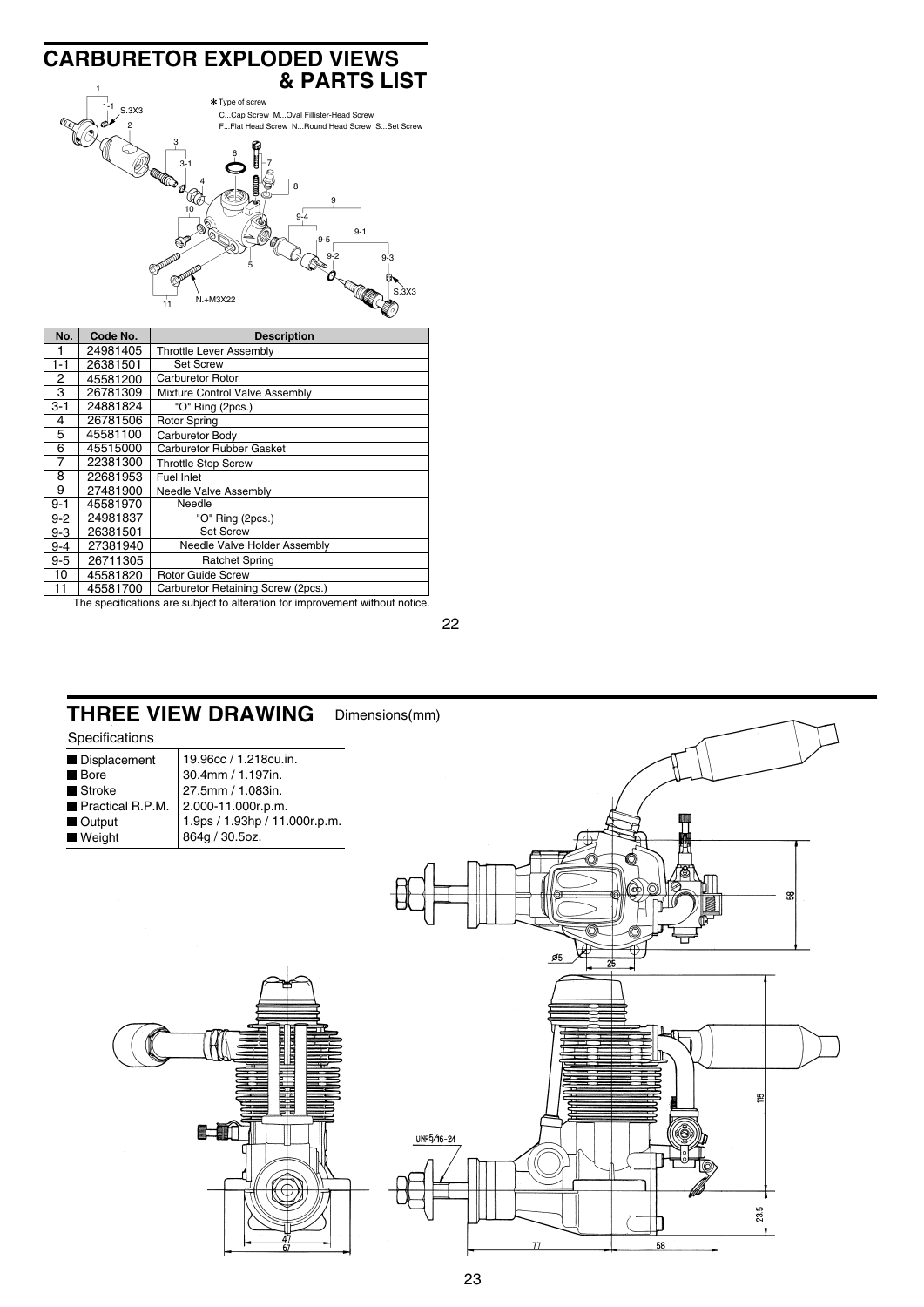## CARBURETOR EXPLODED VIEWS & PARTS LIST

*Type of screw
C...Cap Screw M...Oval Fillister-Head Screw
F...Flat Head Screw N...Round Head Screw S...Set Screw

| No. | Code No. | Description |
|---|---|---|
| 1 | 24981405 | Throttle Lever Assembly |
| 1-1 | 26381501 | Set Screw |
| 2 | 45581200 | Carburetor Rotor |
| 3 | 26781309 | Mixture Control Valve Assembly |
| 3-1 | 24881824 | "O" Ring (2pcs.) |
| 4 | 26781506 | Rotor Spring |
| 5 | 45581100 | Carburetor Body |
| 6 | 45515000 | Carburetor Rubber Gasket |
| 7 | 22381300 | Throttle Stop Screw |
| 8 | 22681953 | Fuel Inlet |
| 9 | 27481900 | Needle Valve Assembly |
| 9-1 | 45581970 | Needle |
| 9-2 | 24981837 | "O" Ring (2pcs.) |
| 9-3 | 26381501 | Set Screw |
| 9-4 | 27381940 | Needle Valve Holder Assembly |
| 9-5 | 26711305 | Ratchet Spring |
| 10 | 45581820 | Rotor Guide Screw |
| 11 | 45581700 | Carburetor Retaining Screw (2pcs.) |

The specifications are subject to alteration for improvement without notice.

## THREE VIEW DRAWING

Dimensions(mm)

Specifications

| | |
|---|---|
| Displacement | 19.96cc / 1.218cu.in. |
| Bore | 30.4mm / 1.197in. |
| Stroke | 27.5mm / 1.083in. |
| Practical R.P.M. | 2.000-11.000r.p.m. |
| Output | 1.9ps / 1.93hp / 11.000r.p.m. |
| Weight | 864g / 30.5oz. |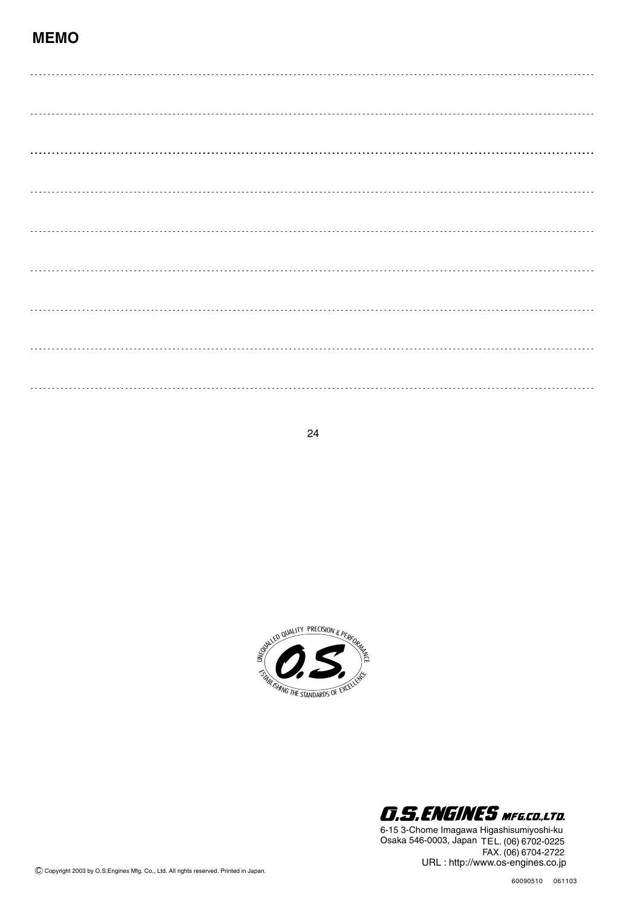## MEMO

UNEQUALLED QUALITY PRECISION & PERFORMANCE

O.S.

ESTABLISHING THE STANDARDS OF EXCELLENCE

**O.S. ENGINES MFG.CO.,LTD.**

6-15 3-Chome Imagawa Higashisumiyoshi-ku
Osaka 546-0003, Japan TEL. (06) 6702-0225
FAX. (06) 6704-2722
URL : http://www.os-engines.co.jp

© Copyright 2003 by O.S.Engines Mfg. Co., Ltd. All rights reserved. Printed in Japan.

60090510 061103